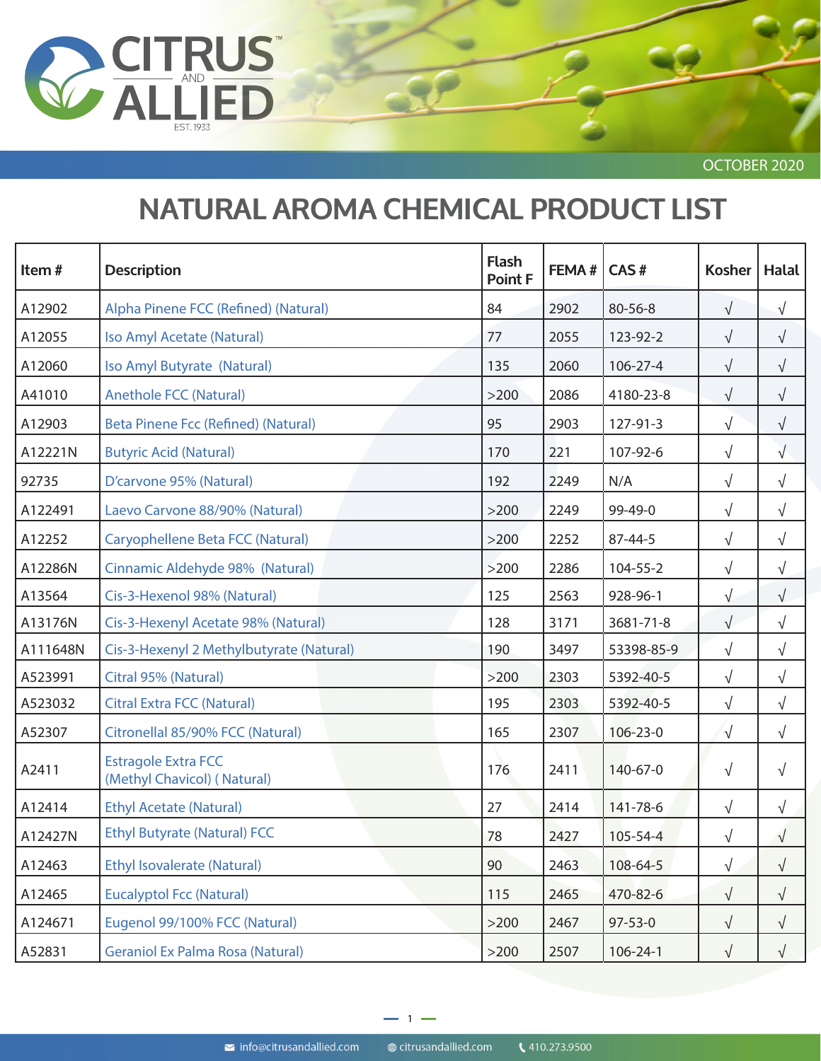CITRUS AND ALLIED EST. 1933

OCTOBER 2020

# NATURAL AROMA CHEMICAL PRODUCT LIST

| Item # | Description | Flash Point F | FEMA # | CAS # | Kosher | Halal |
|---|---|---|---|---|---|---|
| A12902 | Alpha Pinene FCC (Refined) (Natural) | 84 | 2902 | 80-56-8 | √ | √ |
| A12055 | Iso Amyl Acetate (Natural) | 77 | 2055 | 123-92-2 | √ | √ |
| A12060 | Iso Amyl Butyrate (Natural) | 135 | 2060 | 106-27-4 | √ | √ |
| A41010 | Anethole FCC (Natural) | >200 | 2086 | 4180-23-8 | √ | √ |
| A12903 | Beta Pinene Fcc (Refined) (Natural) | 95 | 2903 | 127-91-3 | √ | √ |
| A12221N | Butyric Acid (Natural) | 170 | 221 | 107-92-6 | √ | √ |
| 92735 | D'carvone 95% (Natural) | 192 | 2249 | N/A | √ | √ |
| A122491 | Laevo Carvone 88/90% (Natural) | >200 | 2249 | 99-49-0 | √ | √ |
| A12252 | Caryophellene Beta FCC (Natural) | >200 | 2252 | 87-44-5 | √ | √ |
| A12286N | Cinnamic Aldehyde 98% (Natural) | >200 | 2286 | 104-55-2 | √ | √ |
| A13564 | Cis-3-Hexenol 98% (Natural) | 125 | 2563 | 928-96-1 | √ | √ |
| A13176N | Cis-3-Hexenyl Acetate 98% (Natural) | 128 | 3171 | 3681-71-8 | √ | √ |
| A111648N | Cis-3-Hexenyl 2 Methylbutyrate (Natural) | 190 | 3497 | 53398-85-9 | √ | √ |
| A523991 | Citral 95% (Natural) | >200 | 2303 | 5392-40-5 | √ | √ |
| A523032 | Citral Extra FCC (Natural) | 195 | 2303 | 5392-40-5 | √ | √ |
| A52307 | Citronellal 85/90% FCC (Natural) | 165 | 2307 | 106-23-0 | √ | √ |
| A2411 | Estragole Extra FCC (Methyl Chavicol) ( Natural) | 176 | 2411 | 140-67-0 | √ | √ |
| A12414 | Ethyl Acetate (Natural) | 27 | 2414 | 141-78-6 | √ | √ |
| A12427N | Ethyl Butyrate (Natural) FCC | 78 | 2427 | 105-54-4 | √ | √ |
| A12463 | Ethyl Isovalerate (Natural) | 90 | 2463 | 108-64-5 | √ | √ |
| A12465 | Eucalyptol Fcc (Natural) | 115 | 2465 | 470-82-6 | √ | √ |
| A124671 | Eugenol 99/100% FCC (Natural) | >200 | 2467 | 97-53-0 | √ | √ |
| A52831 | Geraniol Ex Palma Rosa (Natural) | >200 | 2507 | 106-24-1 | √ | √ |

info@citrusandallied.com  citrusandallied.com  410.273.9500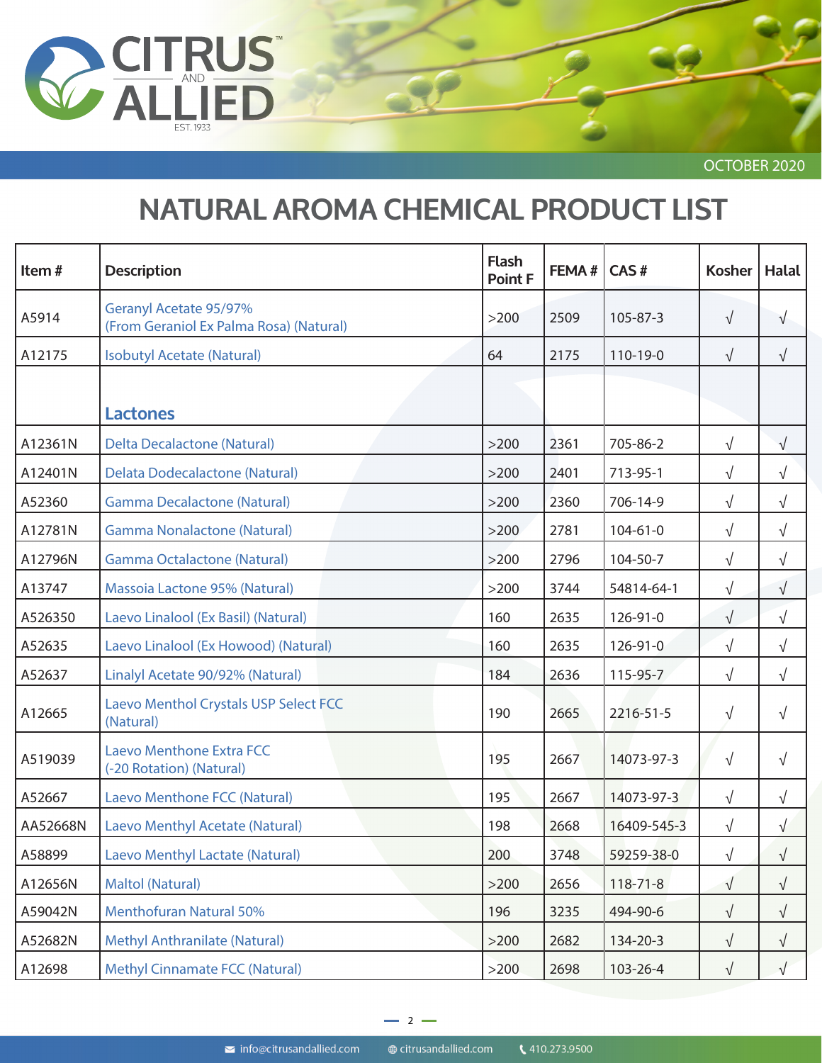# NATURAL AROMA CHEMICAL PRODUCT LIST

OCTOBER 2020

| Item # | Description | Flash Point F | FEMA # | CAS # | Kosher | Halal |
|---|---|---|---|---|---|---|
| A5914 | Geranyl Acetate 95/97% (From Geraniol Ex Palma Rosa) (Natural) | >200 | 2509 | 105-87-3 | √ | √ |
| A12175 | Isobutyl Acetate (Natural) | 64 | 2175 | 110-19-0 | √ | √ |
| | **Lactones** | | | | | |
| A12361N | Delta Decalactone (Natural) | >200 | 2361 | 705-86-2 | √ | √ |
| A12401N | Delata Dodecalactone (Natural) | >200 | 2401 | 713-95-1 | √ | √ |
| A52360 | Gamma Decalactone (Natural) | >200 | 2360 | 706-14-9 | √ | √ |
| A12781N | Gamma Nonalactone (Natural) | >200 | 2781 | 104-61-0 | √ | √ |
| A12796N | Gamma Octalactone (Natural) | >200 | 2796 | 104-50-7 | √ | √ |
| A13747 | Massoia Lactone 95% (Natural) | >200 | 3744 | 54814-64-1 | √ | √ |
| A526350 | Laevo Linalool (Ex Basil) (Natural) | 160 | 2635 | 126-91-0 | √ | √ |
| A52635 | Laevo Linalool (Ex Howood) (Natural) | 160 | 2635 | 126-91-0 | √ | √ |
| A52637 | Linalyl Acetate 90/92% (Natural) | 184 | 2636 | 115-95-7 | √ | √ |
| A12665 | Laevo Menthol Crystals USP Select FCC (Natural) | 190 | 2665 | 2216-51-5 | √ | √ |
| A519039 | Laevo Menthone Extra FCC (-20 Rotation) (Natural) | 195 | 2667 | 14073-97-3 | √ | √ |
| A52667 | Laevo Menthone FCC (Natural) | 195 | 2667 | 14073-97-3 | √ | √ |
| AA52668N | Laevo Menthyl Acetate (Natural) | 198 | 2668 | 16409-545-3 | √ | √ |
| A58899 | Laevo Menthyl Lactate (Natural) | 200 | 3748 | 59259-38-0 | √ | √ |
| A12656N | Maltol (Natural) | >200 | 2656 | 118-71-8 | √ | √ |
| A59042N | Menthofuran Natural 50% | 196 | 3235 | 494-90-6 | √ | √ |
| A52682N | Methyl Anthranilate (Natural) | >200 | 2682 | 134-20-3 | √ | √ |
| A12698 | Methyl Cinnamate FCC (Natural) | >200 | 2698 | 103-26-4 | √ | √ |

info@citrusandallied.com citrusandallied.com 410.273.9500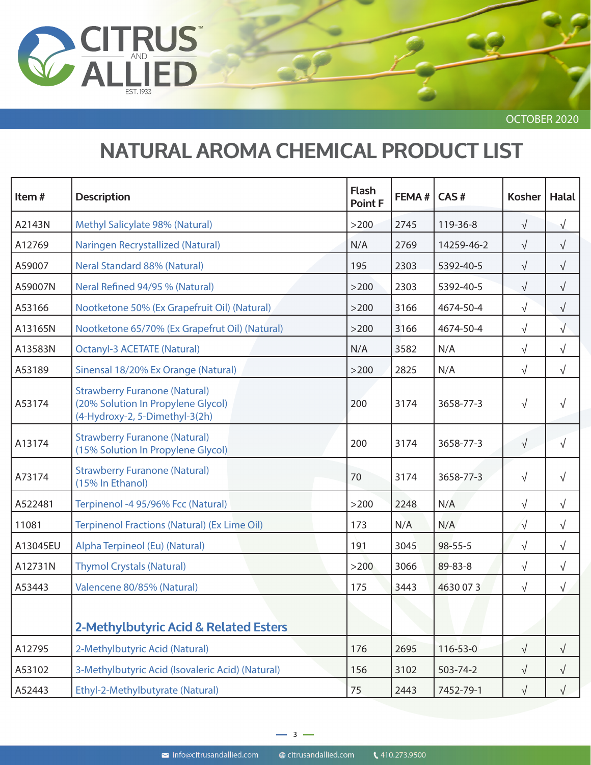CITRUS AND ALLIED EST. 1933

OCTOBER 2020

# NATURAL AROMA CHEMICAL PRODUCT LIST

| Item # | Description | Flash Point F | FEMA # | CAS # | Kosher | Halal |
|---|---|---|---|---|---|---|
| A2143N | Methyl Salicylate 98% (Natural) | >200 | 2745 | 119-36-8 | √ | √ |
| A12769 | Naringen Recrystallized (Natural) | N/A | 2769 | 14259-46-2 | √ | √ |
| A59007 | Neral Standard 88% (Natural) | 195 | 2303 | 5392-40-5 | √ | √ |
| A59007N | Neral Refined 94/95 % (Natural) | >200 | 2303 | 5392-40-5 | √ | √ |
| A53166 | Nootketone 50% (Ex Grapefruit Oil) (Natural) | >200 | 3166 | 4674-50-4 | √ | √ |
| A13165N | Nootketone 65/70% (Ex Grapefrut Oil) (Natural) | >200 | 3166 | 4674-50-4 | √ | √ |
| A13583N | Octanyl-3 ACETATE (Natural) | N/A | 3582 | N/A | √ | √ |
| A53189 | Sinensal 18/20% Ex Orange (Natural) | >200 | 2825 | N/A | √ | √ |
| A53174 | Strawberry Furanone (Natural) (20% Solution In Propylene Glycol) (4-Hydroxy-2, 5-Dimethyl-3(2h) | 200 | 3174 | 3658-77-3 | √ | √ |
| A13174 | Strawberry Furanone (Natural) (15% Solution In Propylene Glycol) | 200 | 3174 | 3658-77-3 | √ | √ |
| A73174 | Strawberry Furanone (Natural) (15% In Ethanol) | 70 | 3174 | 3658-77-3 | √ | √ |
| A522481 | Terpinenol -4 95/96% Fcc (Natural) | >200 | 2248 | N/A | √ | √ |
| 11081 | Terpinenol Fractions (Natural) (Ex Lime Oil) | 173 | N/A | N/A | √ | √ |
| A13045EU | Alpha Terpineol (Eu) (Natural) | 191 | 3045 | 98-55-5 | √ | √ |
| A12731N | Thymol Crystals (Natural) | >200 | 3066 | 89-83-8 | √ | √ |
| A53443 | Valencene 80/85% (Natural) | 175 | 3443 | 4630 07 3 | √ | √ |
| | **2-Methylbutyric Acid & Related Esters** | | | | | |
| A12795 | 2-Methylbutyric Acid (Natural) | 176 | 2695 | 116-53-0 | √ | √ |
| A53102 | 3-Methylbutyric Acid (Isovaleric Acid) (Natural) | 156 | 3102 | 503-74-2 | √ | √ |
| A52443 | Ethyl-2-Methylbutyrate (Natural) | 75 | 2443 | 7452-79-1 | √ | √ |

info@citrusandallied.com citrusandallied.com 410.273.9500